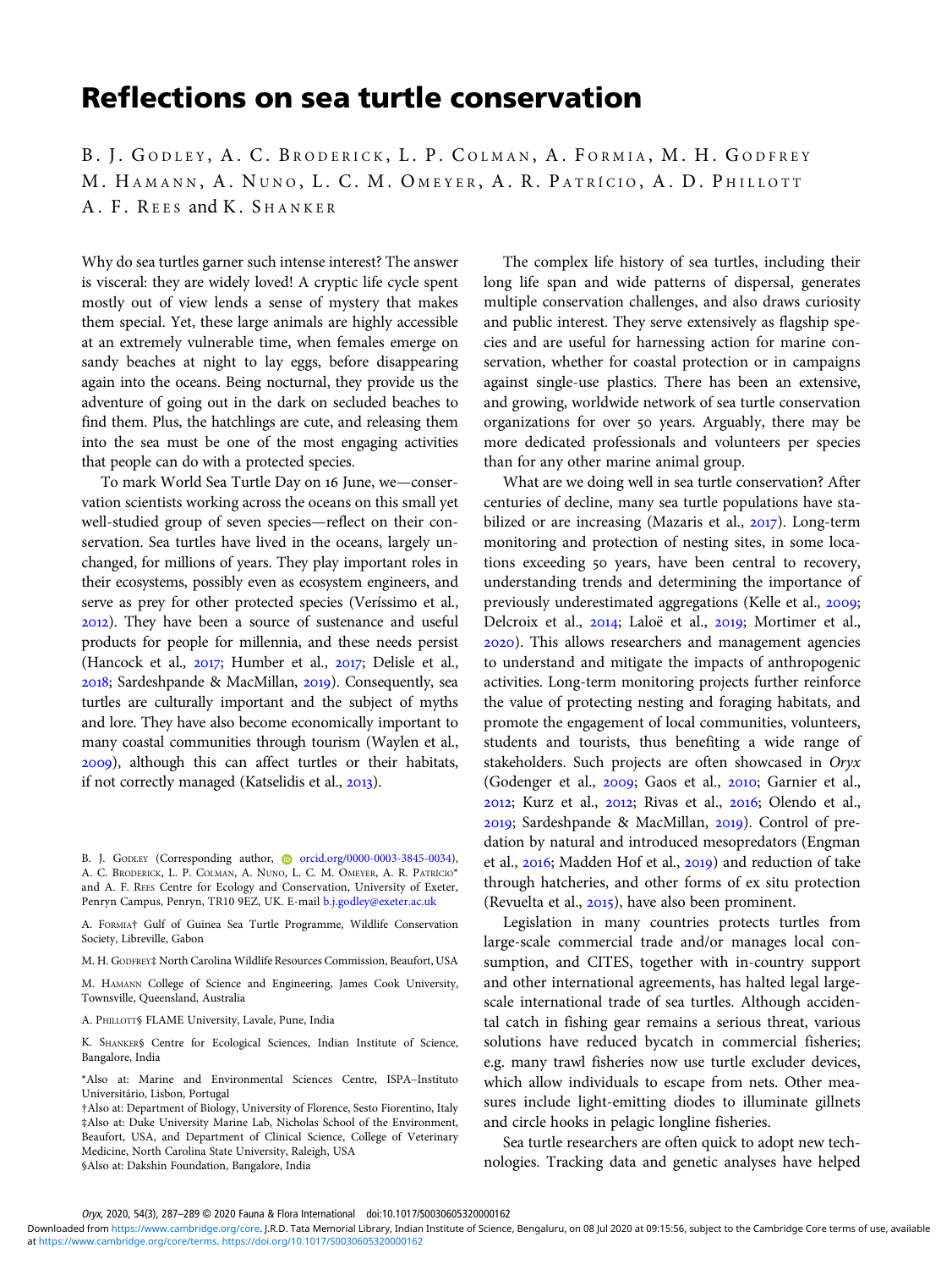# Reflections on sea turtle conservation

B. J. Godley, A. C. Broderick, L. P. Colman, A. Formia, M. H. Godfrey, M. Hamann, A. Nuno, L. C. M. Omeyer, A. R. Patrício, A. D. Phillott, A. F. Rees and K. Shanker

Why do sea turtles garner such intense interest? The answer is visceral: they are widely loved! A cryptic life cycle spent mostly out of view lends a sense of mystery that makes them special. Yet, these large animals are highly accessible at an extremely vulnerable time, when females emerge on sandy beaches at night to lay eggs, before disappearing again into the oceans. Being nocturnal, they provide us the adventure of going out in the dark on secluded beaches to find them. Plus, the hatchlings are cute, and releasing them into the sea must be one of the most engaging activities that people can do with a protected species.

To mark World Sea Turtle Day on 16 June, we—conservation scientists working across the oceans on this small yet well-studied group of seven species—reflect on their conservation. Sea turtles have lived in the oceans, largely unchanged, for millions of years. They play important roles in their ecosystems, possibly even as ecosystem engineers, and serve as prey for other protected species (Veríssimo et al., 2012). They have been a source of sustenance and useful products for people for millennia, and these needs persist (Hancock et al., 2017; Humber et al., 2017; Delisle et al., 2018; Sardeshpande & MacMillan, 2019). Consequently, sea turtles are culturally important and the subject of myths and lore. They have also become economically important to many coastal communities through tourism (Waylen et al., 2009), although this can affect turtles or their habitats, if not correctly managed (Katselidis et al., 2013).

The complex life history of sea turtles, including their long life span and wide patterns of dispersal, generates multiple conservation challenges, and also draws curiosity and public interest. They serve extensively as flagship species and are useful for harnessing action for marine conservation, whether for coastal protection or in campaigns against single-use plastics. There has been an extensive, and growing, worldwide network of sea turtle conservation organizations for over 50 years. Arguably, there may be more dedicated professionals and volunteers per species than for any other marine animal group.

What are we doing well in sea turtle conservation? After centuries of decline, many sea turtle populations have stabilized or are increasing (Mazaris et al., 2017). Long-term monitoring and protection of nesting sites, in some locations exceeding 50 years, have been central to recovery, understanding trends and determining the importance of previously underestimated aggregations (Kelle et al., 2009; Delcroix et al., 2014; Laloë et al., 2019; Mortimer et al., 2020). This allows researchers and management agencies to understand and mitigate the impacts of anthropogenic activities. Long-term monitoring projects further reinforce the value of protecting nesting and foraging habitats, and promote the engagement of local communities, volunteers, students and tourists, thus benefiting a wide range of stakeholders. Such projects are often showcased in *Oryx* (Godenger et al., 2009; Gaos et al., 2010; Garnier et al., 2012; Kurz et al., 2012; Rivas et al., 2016; Olendo et al., 2019; Sardeshpande & MacMillan, 2019). Control of predation by natural and introduced mesopredators (Engman et al., 2016; Madden Hof et al., 2019) and reduction of take through hatcheries, and other forms of ex situ protection (Revuelta et al., 2015), have also been prominent.

Legislation in many countries protects turtles from large-scale commercial trade and/or manages local consumption, and CITES, together with in-country support and other international agreements, has halted legal large-scale international trade of sea turtles. Although accidental catch in fishing gear remains a serious threat, various solutions have reduced bycatch in commercial fisheries; e.g. many trawl fisheries now use turtle excluder devices, which allow individuals to escape from nets. Other measures include light-emitting diodes to illuminate gillnets and circle hooks in pelagic longline fisheries.

Sea turtle researchers are often quick to adopt new technologies. Tracking data and genetic analyses have helped

B. J. Godley (Corresponding author, orcid.org/0000-0003-3845-0034), A. C. Broderick, L. P. Colman, A. Nuno, L. C. M. Omeyer, A. R. Patrício* and A. F. Rees Centre for Ecology and Conservation, University of Exeter, Penryn Campus, Penryn, TR10 9EZ, UK. E-mail b.j.godley@exeter.ac.uk

A. Formia† Gulf of Guinea Sea Turtle Programme, Wildlife Conservation Society, Libreville, Gabon

M. H. Godfrey‡ North Carolina Wildlife Resources Commission, Beaufort, USA

M. Hamann College of Science and Engineering, James Cook University, Townsville, Queensland, Australia

A. Phillott§ FLAME University, Lavale, Pune, India

K. Shanker§ Centre for Ecological Sciences, Indian Institute of Science, Bangalore, India

*Also at: Marine and Environmental Sciences Centre, ISPA–Instituto Universitário, Lisbon, Portugal

†Also at: Department of Biology, University of Florence, Sesto Fiorentino, Italy

‡Also at: Duke University Marine Lab, Nicholas School of the Environment, Beaufort, USA, and Department of Clinical Science, College of Veterinary Medicine, North Carolina State University, Raleigh, USA

§Also at: Dakshin Foundation, Bangalore, India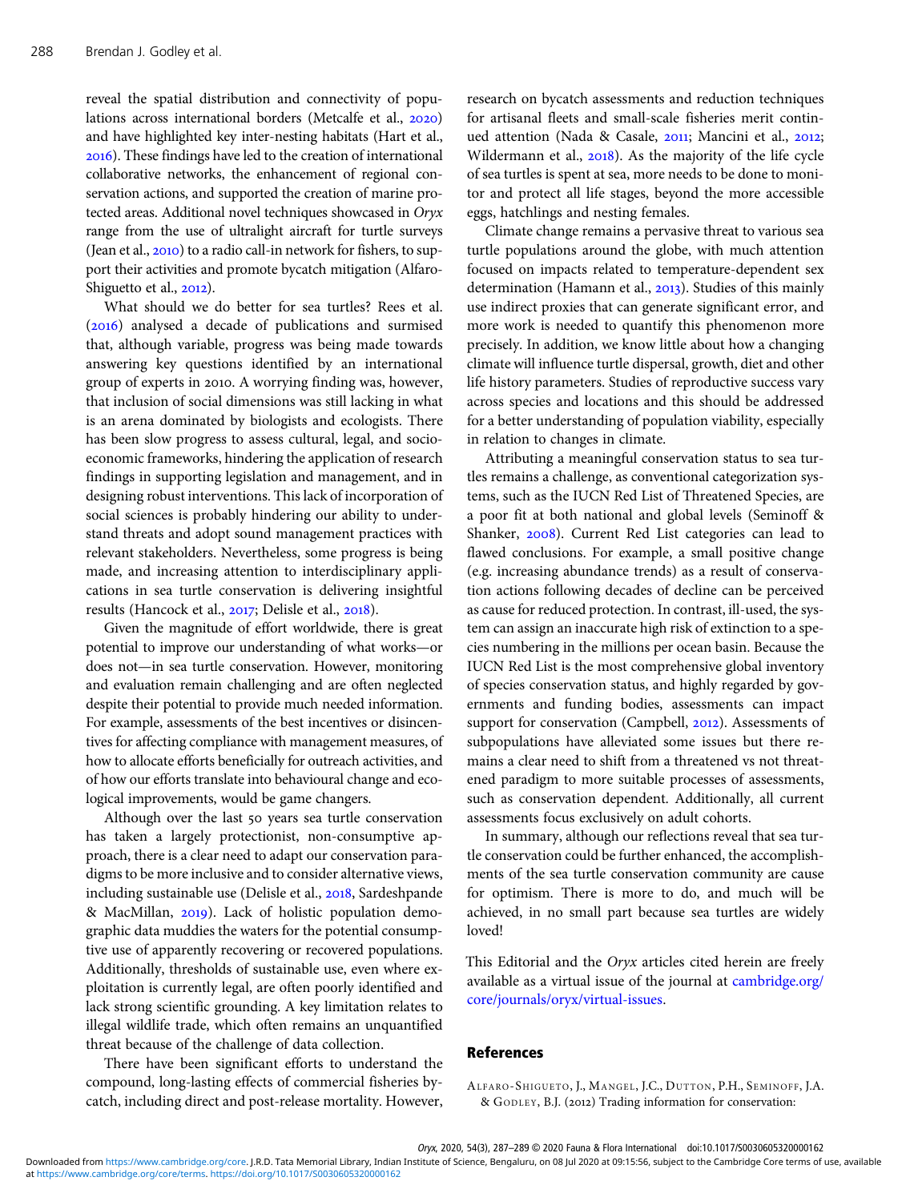reveal the spatial distribution and connectivity of populations across international borders (Metcalfe et al., 2020) and have highlighted key inter-nesting habitats (Hart et al., 2016). These findings have led to the creation of international collaborative networks, the enhancement of regional conservation actions, and supported the creation of marine protected areas. Additional novel techniques showcased in *Oryx* range from the use of ultralight aircraft for turtle surveys (Jean et al., 2010) to a radio call-in network for fishers, to support their activities and promote bycatch mitigation (Alfaro-Shiguetto et al., 2012).

What should we do better for sea turtles? Rees et al. (2016) analysed a decade of publications and surmised that, although variable, progress was being made towards answering key questions identified by an international group of experts in 2010. A worrying finding was, however, that inclusion of social dimensions was still lacking in what is an arena dominated by biologists and ecologists. There has been slow progress to assess cultural, legal, and socio-economic frameworks, hindering the application of research findings in supporting legislation and management, and in designing robust interventions. This lack of incorporation of social sciences is probably hindering our ability to understand threats and adopt sound management practices with relevant stakeholders. Nevertheless, some progress is being made, and increasing attention to interdisciplinary applications in sea turtle conservation is delivering insightful results (Hancock et al., 2017; Delisle et al., 2018).

Given the magnitude of effort worldwide, there is great potential to improve our understanding of what works—or does not—in sea turtle conservation. However, monitoring and evaluation remain challenging and are often neglected despite their potential to provide much needed information. For example, assessments of the best incentives or disincentives for affecting compliance with management measures, of how to allocate efforts beneficially for outreach activities, and of how our efforts translate into behavioural change and ecological improvements, would be game changers.

Although over the last 50 years sea turtle conservation has taken a largely protectionist, non-consumptive approach, there is a clear need to adapt our conservation paradigms to be more inclusive and to consider alternative views, including sustainable use (Delisle et al., 2018, Sardeshpande & MacMillan, 2019). Lack of holistic population demographic data muddies the waters for the potential consumptive use of apparently recovering or recovered populations. Additionally, thresholds of sustainable use, even where exploitation is currently legal, are often poorly identified and lack strong scientific grounding. A key limitation relates to illegal wildlife trade, which often remains an unquantified threat because of the challenge of data collection.

There have been significant efforts to understand the compound, long-lasting effects of commercial fisheries bycatch, including direct and post-release mortality. However, research on bycatch assessments and reduction techniques for artisanal fleets and small-scale fisheries merit continued attention (Nada & Casale, 2011; Mancini et al., 2012; Wildermann et al., 2018). As the majority of the life cycle of sea turtles is spent at sea, more needs to be done to monitor and protect all life stages, beyond the more accessible eggs, hatchlings and nesting females.

Climate change remains a pervasive threat to various sea turtle populations around the globe, with much attention focused on impacts related to temperature-dependent sex determination (Hamann et al., 2013). Studies of this mainly use indirect proxies that can generate significant error, and more work is needed to quantify this phenomenon more precisely. In addition, we know little about how a changing climate will influence turtle dispersal, growth, diet and other life history parameters. Studies of reproductive success vary across species and locations and this should be addressed for a better understanding of population viability, especially in relation to changes in climate.

Attributing a meaningful conservation status to sea turtles remains a challenge, as conventional categorization systems, such as the IUCN Red List of Threatened Species, are a poor fit at both national and global levels (Seminoff & Shanker, 2008). Current Red List categories can lead to flawed conclusions. For example, a small positive change (e.g. increasing abundance trends) as a result of conservation actions following decades of decline can be perceived as cause for reduced protection. In contrast, ill-used, the system can assign an inaccurate high risk of extinction to a species numbering in the millions per ocean basin. Because the IUCN Red List is the most comprehensive global inventory of species conservation status, and highly regarded by governments and funding bodies, assessments can impact support for conservation (Campbell, 2012). Assessments of subpopulations have alleviated some issues but there remains a clear need to shift from a threatened vs not threatened paradigm to more suitable processes of assessments, such as conservation dependent. Additionally, all current assessments focus exclusively on adult cohorts.

In summary, although our reflections reveal that sea turtle conservation could be further enhanced, the accomplishments of the sea turtle conservation community are cause for optimism. There is more to do, and much will be achieved, in no small part because sea turtles are widely loved!

This Editorial and the *Oryx* articles cited herein are freely available as a virtual issue of the journal at cambridge.org/core/journals/oryx/virtual-issues.

## References

Alfaro-Shiguetto, J., Mangel, J.C., Dutton, P.H., Seminoff, J.A. & Godley, B.J. (2012) Trading information for conservation: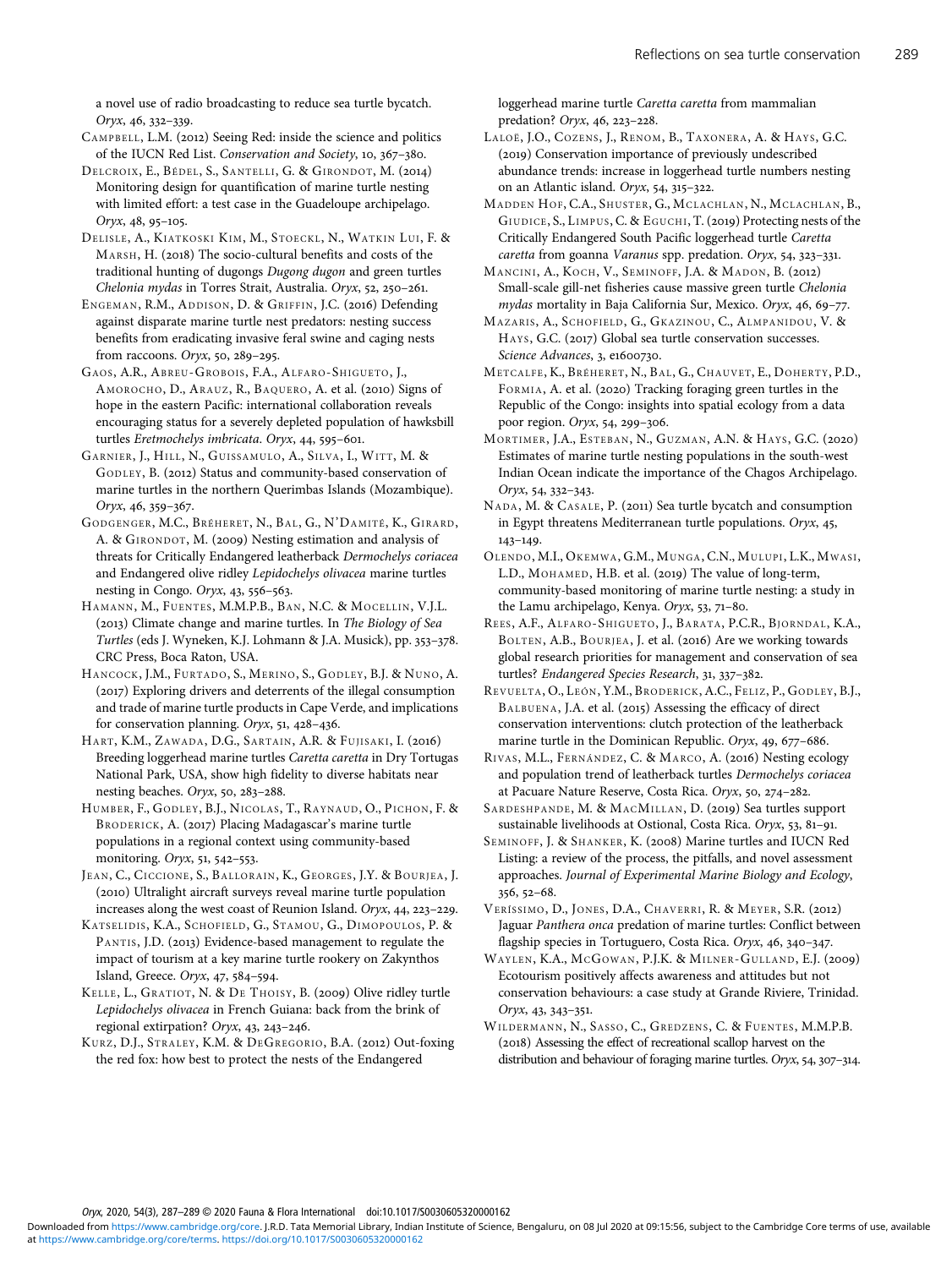a novel use of radio broadcasting to reduce sea turtle bycatch. *Oryx*, 46, 332–339.

Campbell, L.M. (2012) Seeing Red: inside the science and politics of the IUCN Red List. *Conservation and Society*, 10, 367–380.

Delcroix, E., Bédel, S., Santelli, G. & Girondot, M. (2014) Monitoring design for quantification of marine turtle nesting with limited effort: a test case in the Guadeloupe archipelago. *Oryx*, 48, 95–105.

Delisle, A., Kiatkoski Kim, M., Stoeckl, N., Watkin Lui, F. & Marsh, H. (2018) The socio-cultural benefits and costs of the traditional hunting of dugongs *Dugong dugon* and green turtles *Chelonia mydas* in Torres Strait, Australia. *Oryx*, 52, 250–261.

Engeman, R.M., Addison, D. & Griffin, J.C. (2016) Defending against disparate marine turtle nest predators: nesting success benefits from eradicating invasive feral swine and caging nests from raccoons. *Oryx*, 50, 289–295.

Gaos, A.R., Abreu-Grobois, F.A., Alfaro-Shigueto, J., Amorocho, D., Arauz, R., Baquero, A. et al. (2010) Signs of hope in the eastern Pacific: international collaboration reveals encouraging status for a severely depleted population of hawksbill turtles *Eretmochelys imbricata*. *Oryx*, 44, 595–601.

Garnier, J., Hill, N., Guissamulo, A., Silva, I., Witt, M. & Godley, B. (2012) Status and community-based conservation of marine turtles in the northern Querimbas Islands (Mozambique). *Oryx*, 46, 359–367.

Godgenger, M.C., Bréheret, N., Bal, G., N'Damité, K., Girard, A. & Girondot, M. (2009) Nesting estimation and analysis of threats for Critically Endangered leatherback *Dermochelys coriacea* and Endangered olive ridley *Lepidochelys olivacea* marine turtles nesting in Congo. *Oryx*, 43, 556–563.

Hamann, M., Fuentes, M.M.P.B., Ban, N.C. & Mocellin, V.J.L. (2013) Climate change and marine turtles. In *The Biology of Sea Turtles* (eds J. Wyneken, K.J. Lohmann & J.A. Musick), pp. 353–378. CRC Press, Boca Raton, USA.

Hancock, J.M., Furtado, S., Merino, S., Godley, B.J. & Nuno, A. (2017) Exploring drivers and deterrents of the illegal consumption and trade of marine turtle products in Cape Verde, and implications for conservation planning. *Oryx*, 51, 428–436.

Hart, K.M., Zawada, D.G., Sartain, A.R. & Fujisaki, I. (2016) Breeding loggerhead marine turtles *Caretta caretta* in Dry Tortugas National Park, USA, show high fidelity to diverse habitats near nesting beaches. *Oryx*, 50, 283–288.

Humber, F., Godley, B.J., Nicolas, T., Raynaud, O., Pichon, F. & Broderick, A. (2017) Placing Madagascar's marine turtle populations in a regional context using community-based monitoring. *Oryx*, 51, 542–553.

Jean, C., Ciccione, S., Ballorain, K., Georges, J.Y. & Bourjea, J. (2010) Ultralight aircraft surveys reveal marine turtle population increases along the west coast of Reunion Island. *Oryx*, 44, 223–229.

Katselidis, K.A., Schofield, G., Stamou, G., Dimopoulos, P. & Pantis, J.D. (2013) Evidence-based management to regulate the impact of tourism at a key marine turtle rookery on Zakynthos Island, Greece. *Oryx*, 47, 584–594.

Kelle, L., Gratiot, N. & De Thoisy, B. (2009) Olive ridley turtle *Lepidochelys olivacea* in French Guiana: back from the brink of regional extirpation? *Oryx*, 43, 243–246.

Kurz, D.J., Straley, K.M. & DeGregorio, B.A. (2012) Out-foxing the red fox: how best to protect the nests of the Endangered loggerhead marine turtle *Caretta caretta* from mammalian predation? *Oryx*, 46, 223–228.

Laloë, J.O., Cozens, J., Renom, B., Taxonera, A. & Hays, G.C. (2019) Conservation importance of previously undescribed abundance trends: increase in loggerhead turtle numbers nesting on an Atlantic island. *Oryx*, 54, 315–322.

Madden Hof, C.A., Shuster, G., McLachlan, N., McLachlan, B., Giudice, S., Limpus, C. & Eguchi, T. (2019) Protecting nests of the Critically Endangered South Pacific loggerhead turtle *Caretta caretta* from goanna *Varanus* spp. predation. *Oryx*, 54, 323–331.

Mancini, A., Koch, V., Seminoff, J.A. & Madon, B. (2012) Small-scale gill-net fisheries cause massive green turtle *Chelonia mydas* mortality in Baja California Sur, Mexico. *Oryx*, 46, 69–77.

Mazaris, A., Schofield, G., Gkazinou, C., Almpanidou, V. & Hays, G.C. (2017) Global sea turtle conservation successes. *Science Advances*, 3, e1600730.

Metcalfe, K., Bréheret, N., Bal, G., Chauvet, E., Doherty, P.D., Formia, A. et al. (2020) Tracking foraging green turtles in the Republic of the Congo: insights into spatial ecology from a data poor region. *Oryx*, 54, 299–306.

Mortimer, J.A., Esteban, N., Guzman, A.N. & Hays, G.C. (2020) Estimates of marine turtle nesting populations in the south-west Indian Ocean indicate the importance of the Chagos Archipelago. *Oryx*, 54, 332–343.

Nada, M. & Casale, P. (2011) Sea turtle bycatch and consumption in Egypt threatens Mediterranean turtle populations. *Oryx*, 45, 143–149.

Olendo, M.I., Okemwa, G.M., Munga, C.N., Mulupi, L.K., Mwasi, L.D., Mohamed, H.B. et al. (2019) The value of long-term, community-based monitoring of marine turtle nesting: a study in the Lamu archipelago, Kenya. *Oryx*, 53, 71–80.

Rees, A.F., Alfaro-Shigueto, J., Barata, P.C.R., Bjorndal, K.A., Bolten, A.B., Bourjea, J. et al. (2016) Are we working towards global research priorities for management and conservation of sea turtles? *Endangered Species Research*, 31, 337–382.

Revuelta, O., León, Y.M., Broderick, A.C., Feliz, P., Godley, B.J., Balbuena, J.A. et al. (2015) Assessing the efficacy of direct conservation interventions: clutch protection of the leatherback marine turtle in the Dominican Republic. *Oryx*, 49, 677–686.

Rivas, M.L., Fernández, C. & Marco, A. (2016) Nesting ecology and population trend of leatherback turtles *Dermochelys coriacea* at Pacuare Nature Reserve, Costa Rica. *Oryx*, 50, 274–282.

Sardeshpande, M. & MacMillan, D. (2019) Sea turtles support sustainable livelihoods at Ostional, Costa Rica. *Oryx*, 53, 81–91.

Seminoff, J. & Shanker, K. (2008) Marine turtles and IUCN Red Listing: a review of the process, the pitfalls, and novel assessment approaches. *Journal of Experimental Marine Biology and Ecology*, 356, 52–68.

Veríssimo, D., Jones, D.A., Chaverri, R. & Meyer, S.R. (2012) Jaguar *Panthera onca* predation of marine turtles: Conflict between flagship species in Tortuguero, Costa Rica. *Oryx*, 46, 340–347.

Waylen, K.A., McGowan, P.J.K. & Milner-Gulland, E.J. (2009) Ecotourism positively affects awareness and attitudes but not conservation behaviours: a case study at Grande Riviere, Trinidad. *Oryx*, 43, 343–351.

Wildermann, N., Sasso, C., Gredzens, C. & Fuentes, M.M.P.B. (2018) Assessing the effect of recreational scallop harvest on the distribution and behaviour of foraging marine turtles. *Oryx*, 54, 307–314.